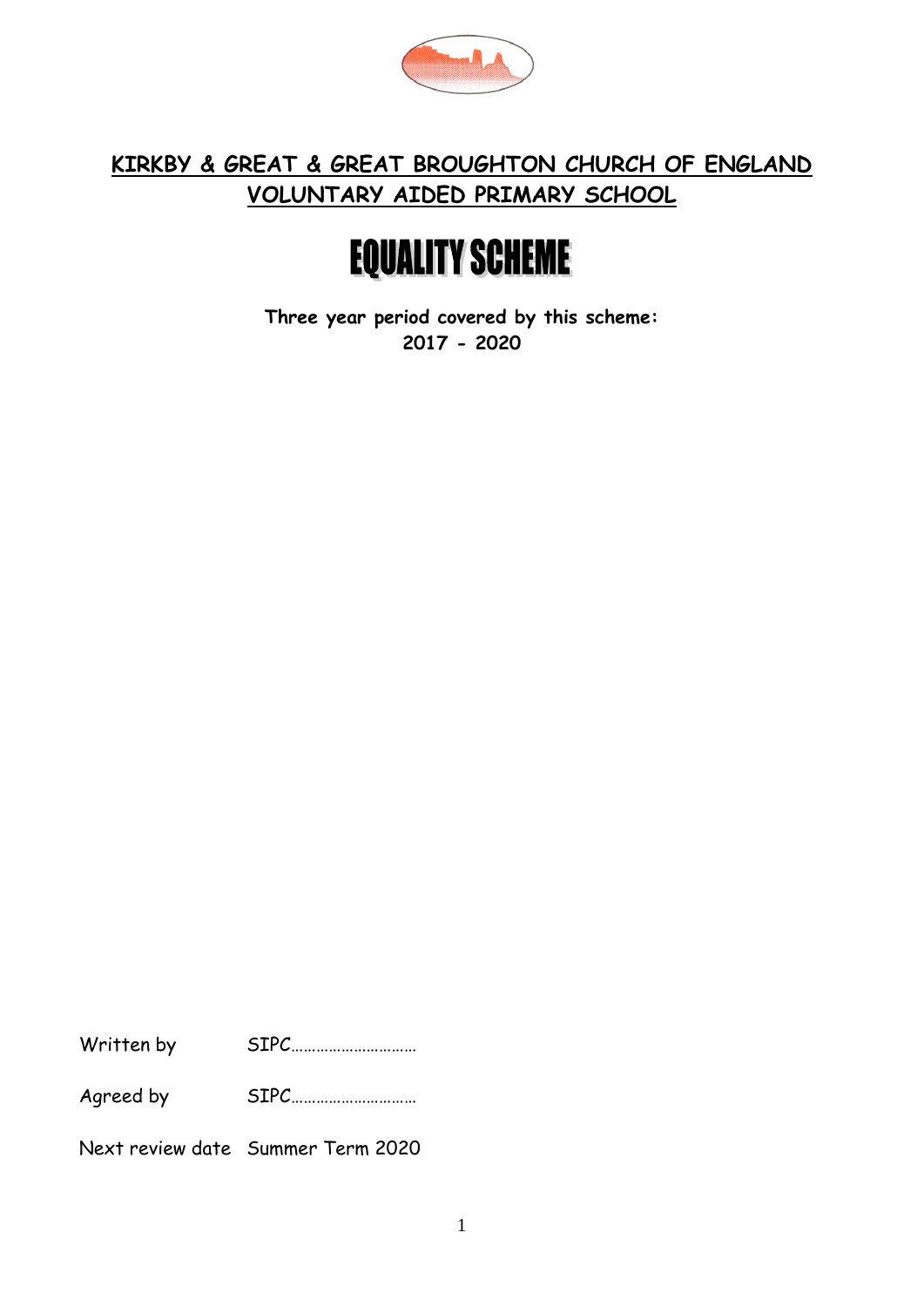**KIRBY & GREAT & GREAT BROUGHTON CHURCH OF ENGLAND VOLUNTARY AIDED PRIMARY SCHOOL**

# EQUALITY SCHEME

**Three year period covered by this scheme:**
**2017 - 2020**

Written by SIPC…………………………

Agreed by SIPC…………………………

Next review date Summer Term 2020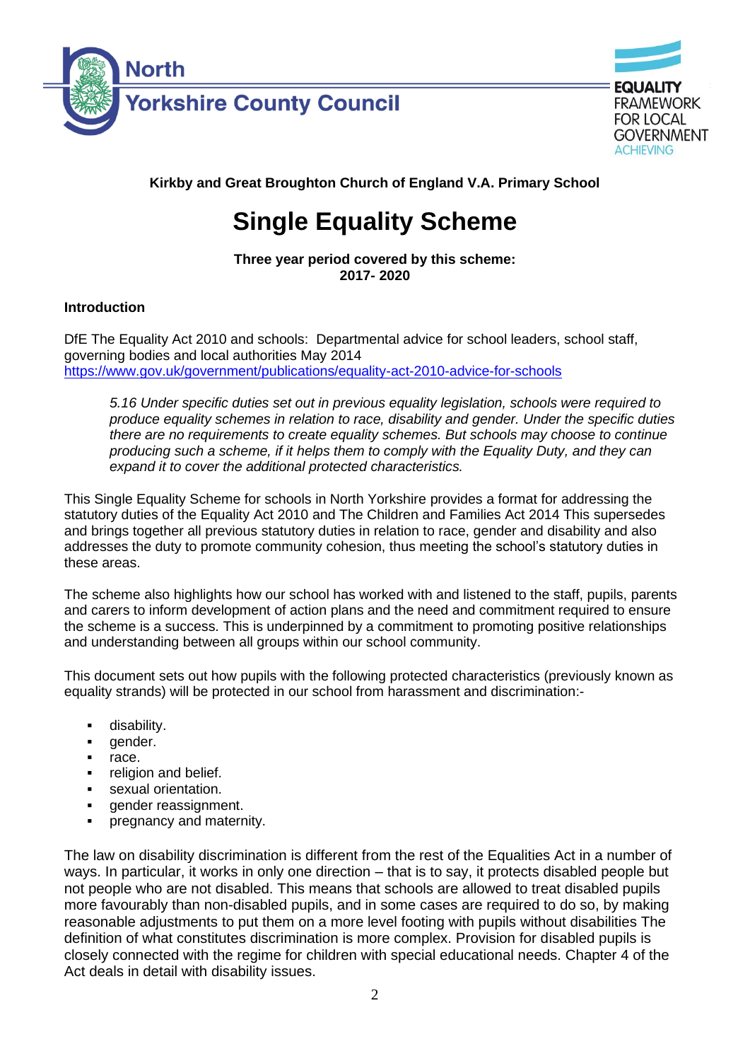North Yorkshire County Council

EQUALITY FRAMEWORK FOR LOCAL GOVERNMENT ACHIEVING

**Kirkby and Great Broughton Church of England V.A. Primary School**

# Single Equality Scheme

**Three year period covered by this scheme:**
**2017- 2020**

**Introduction**

DfE The Equality Act 2010 and schools: Departmental advice for school leaders, school staff, governing bodies and local authorities May 2014
https://www.gov.uk/government/publications/equality-act-2010-advice-for-schools

> *5.16 Under specific duties set out in previous equality legislation, schools were required to produce equality schemes in relation to race, disability and gender. Under the specific duties there are no requirements to create equality schemes. But schools may choose to continue producing such a scheme, if it helps them to comply with the Equality Duty, and they can expand it to cover the additional protected characteristics.*

This Single Equality Scheme for schools in North Yorkshire provides a format for addressing the statutory duties of the Equality Act 2010 and The Children and Families Act 2014 This supersedes and brings together all previous statutory duties in relation to race, gender and disability and also addresses the duty to promote community cohesion, thus meeting the school's statutory duties in these areas.

The scheme also highlights how our school has worked with and listened to the staff, pupils, parents and carers to inform development of action plans and the need and commitment required to ensure the scheme is a success. This is underpinned by a commitment to promoting positive relationships and understanding between all groups within our school community.

This document sets out how pupils with the following protected characteristics (previously known as equality strands) will be protected in our school from harassment and discrimination:-

- disability.
- gender.
- race.
- religion and belief.
- sexual orientation.
- gender reassignment.
- pregnancy and maternity.

The law on disability discrimination is different from the rest of the Equalities Act in a number of ways. In particular, it works in only one direction – that is to say, it protects disabled people but not people who are not disabled. This means that schools are allowed to treat disabled pupils more favourably than non-disabled pupils, and in some cases are required to do so, by making reasonable adjustments to put them on a more level footing with pupils without disabilities The definition of what constitutes discrimination is more complex. Provision for disabled pupils is closely connected with the regime for children with special educational needs. Chapter 4 of the Act deals in detail with disability issues.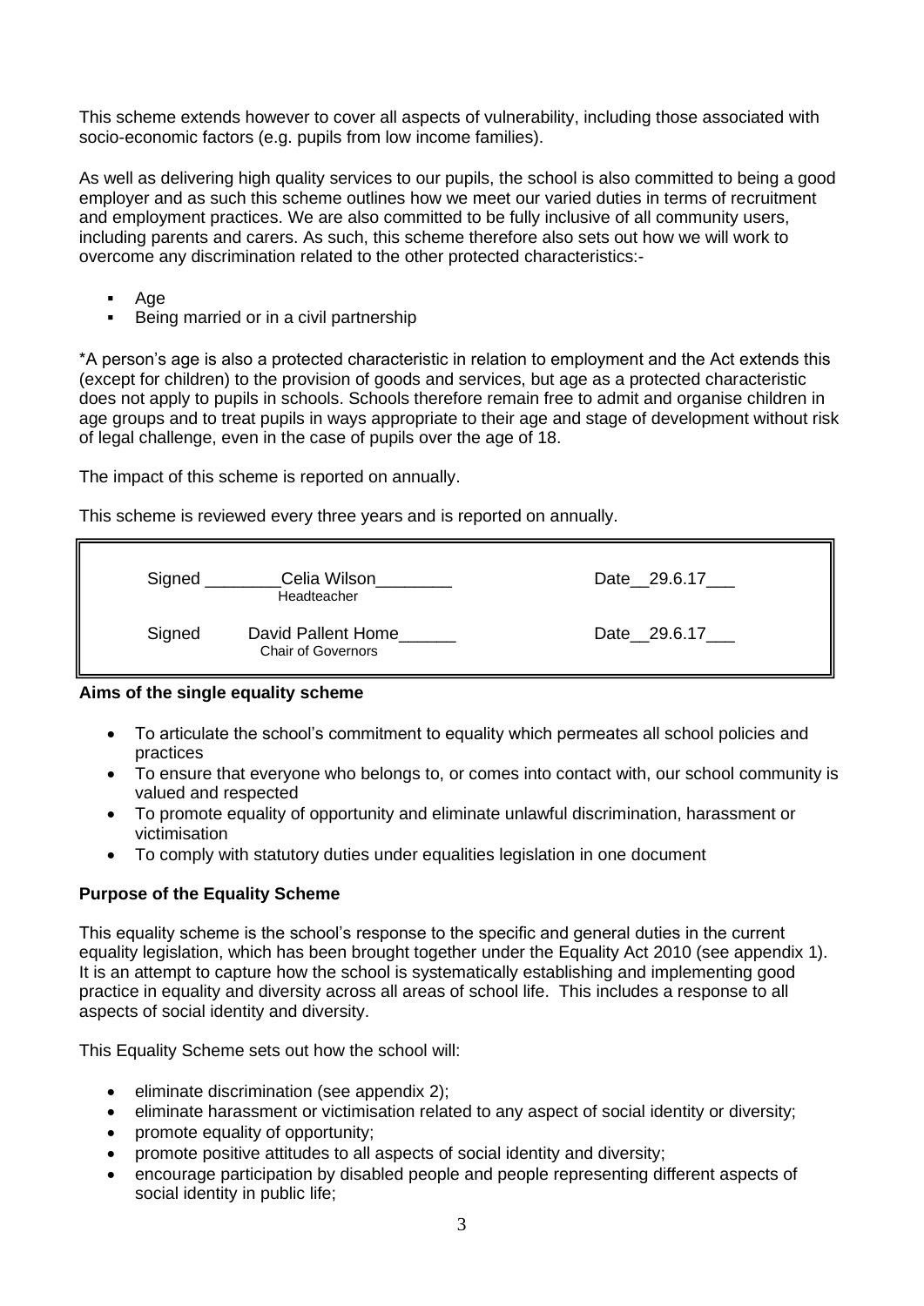This scheme extends however to cover all aspects of vulnerability, including those associated with socio-economic factors (e.g. pupils from low income families).

As well as delivering high quality services to our pupils, the school is also committed to being a good employer and as such this scheme outlines how we meet our varied duties in terms of recruitment and employment practices. We are also committed to be fully inclusive of all community users, including parents and carers. As such, this scheme therefore also sets out how we will work to overcome any discrimination related to the other protected characteristics:-

- Age
- Being married or in a civil partnership

*A person's age is also a protected characteristic in relation to employment and the Act extends this (except for children) to the provision of goods and services, but age as a protected characteristic does not apply to pupils in schools. Schools therefore remain free to admit and organise children in age groups and to treat pupils in ways appropriate to their age and stage of development without risk of legal challenge, even in the case of pupils over the age of 18.

The impact of this scheme is reported on annually.

This scheme is reviewed every three years and is reported on annually.

| | | |
|---|---|---|
| Signed | ________Celia Wilson________ Headteacher | Date__29.6.17___ |
| Signed | David Pallent Home______ Chair of Governors | Date__29.6.17___ |

**Aims of the single equality scheme**

- To articulate the school's commitment to equality which permeates all school policies and practices
- To ensure that everyone who belongs to, or comes into contact with, our school community is valued and respected
- To promote equality of opportunity and eliminate unlawful discrimination, harassment or victimisation
- To comply with statutory duties under equalities legislation in one document

**Purpose of the Equality Scheme**

This equality scheme is the school's response to the specific and general duties in the current equality legislation, which has been brought together under the Equality Act 2010 (see appendix 1). It is an attempt to capture how the school is systematically establishing and implementing good practice in equality and diversity across all areas of school life. This includes a response to all aspects of social identity and diversity.

This Equality Scheme sets out how the school will:

- eliminate discrimination (see appendix 2);
- eliminate harassment or victimisation related to any aspect of social identity or diversity;
- promote equality of opportunity;
- promote positive attitudes to all aspects of social identity and diversity;
- encourage participation by disabled people and people representing different aspects of social identity in public life;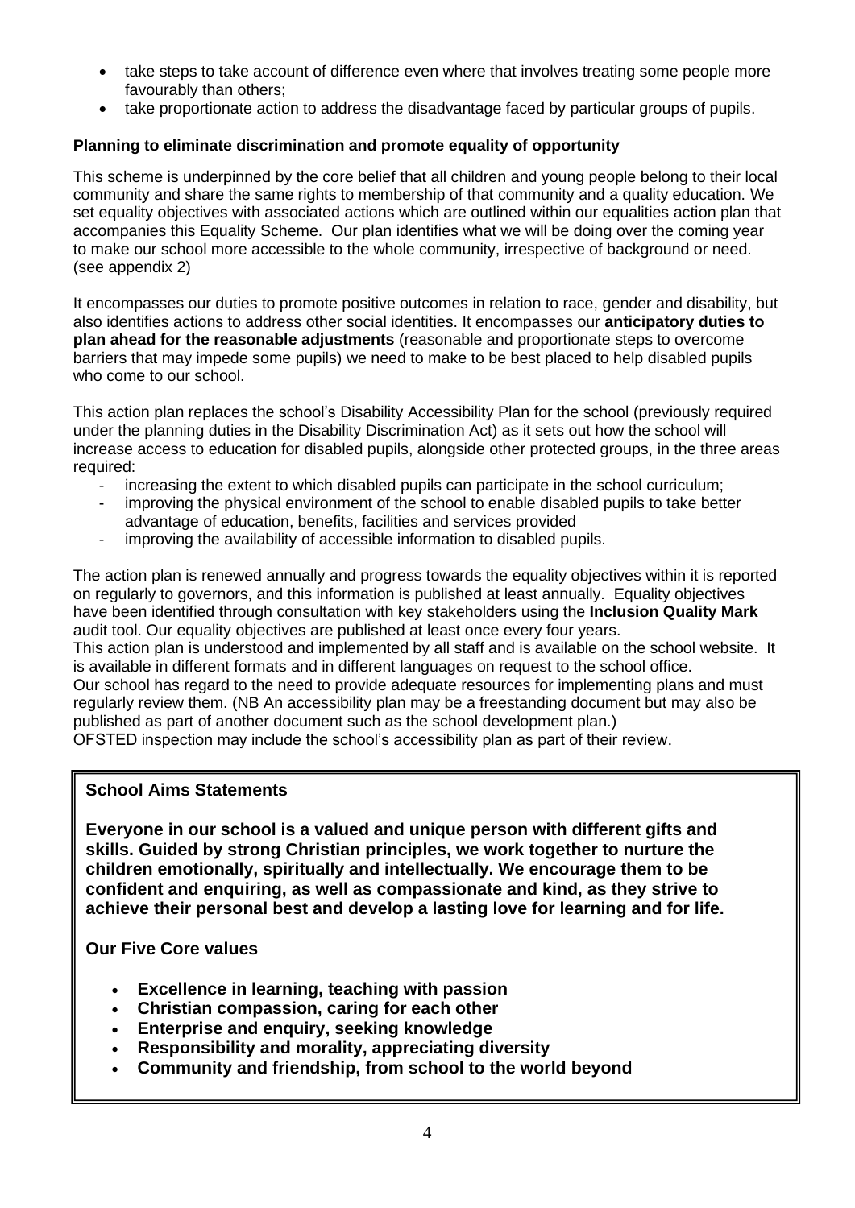- take steps to take account of difference even where that involves treating some people more favourably than others;
- take proportionate action to address the disadvantage faced by particular groups of pupils.

**Planning to eliminate discrimination and promote equality of opportunity**

This scheme is underpinned by the core belief that all children and young people belong to their local community and share the same rights to membership of that community and a quality education. We set equality objectives with associated actions which are outlined within our equalities action plan that accompanies this Equality Scheme. Our plan identifies what we will be doing over the coming year to make our school more accessible to the whole community, irrespective of background or need. (see appendix 2)

It encompasses our duties to promote positive outcomes in relation to race, gender and disability, but also identifies actions to address other social identities. It encompasses our **anticipatory duties to plan ahead for the reasonable adjustments** (reasonable and proportionate steps to overcome barriers that may impede some pupils) we need to make to be best placed to help disabled pupils who come to our school.

This action plan replaces the school's Disability Accessibility Plan for the school (previously required under the planning duties in the Disability Discrimination Act) as it sets out how the school will increase access to education for disabled pupils, alongside other protected groups, in the three areas required:

- increasing the extent to which disabled pupils can participate in the school curriculum;
- improving the physical environment of the school to enable disabled pupils to take better advantage of education, benefits, facilities and services provided
- improving the availability of accessible information to disabled pupils.

The action plan is renewed annually and progress towards the equality objectives within it is reported on regularly to governors, and this information is published at least annually. Equality objectives have been identified through consultation with key stakeholders using the **Inclusion Quality Mark** audit tool. Our equality objectives are published at least once every four years.
This action plan is understood and implemented by all staff and is available on the school website. It is available in different formats and in different languages on request to the school office.
Our school has regard to the need to provide adequate resources for implementing plans and must regularly review them. (NB An accessibility plan may be a freestanding document but may also be published as part of another document such as the school development plan.)
OFSTED inspection may include the school's accessibility plan as part of their review.

**School Aims Statements**

**Everyone in our school is a valued and unique person with different gifts and skills. Guided by strong Christian principles, we work together to nurture the children emotionally, spiritually and intellectually. We encourage them to be confident and enquiring, as well as compassionate and kind, as they strive to achieve their personal best and develop a lasting love for learning and for life.**

**Our Five Core values**

- **Excellence in learning, teaching with passion**
- **Christian compassion, caring for each other**
- **Enterprise and enquiry, seeking knowledge**
- **Responsibility and morality, appreciating diversity**
- **Community and friendship, from school to the world beyond**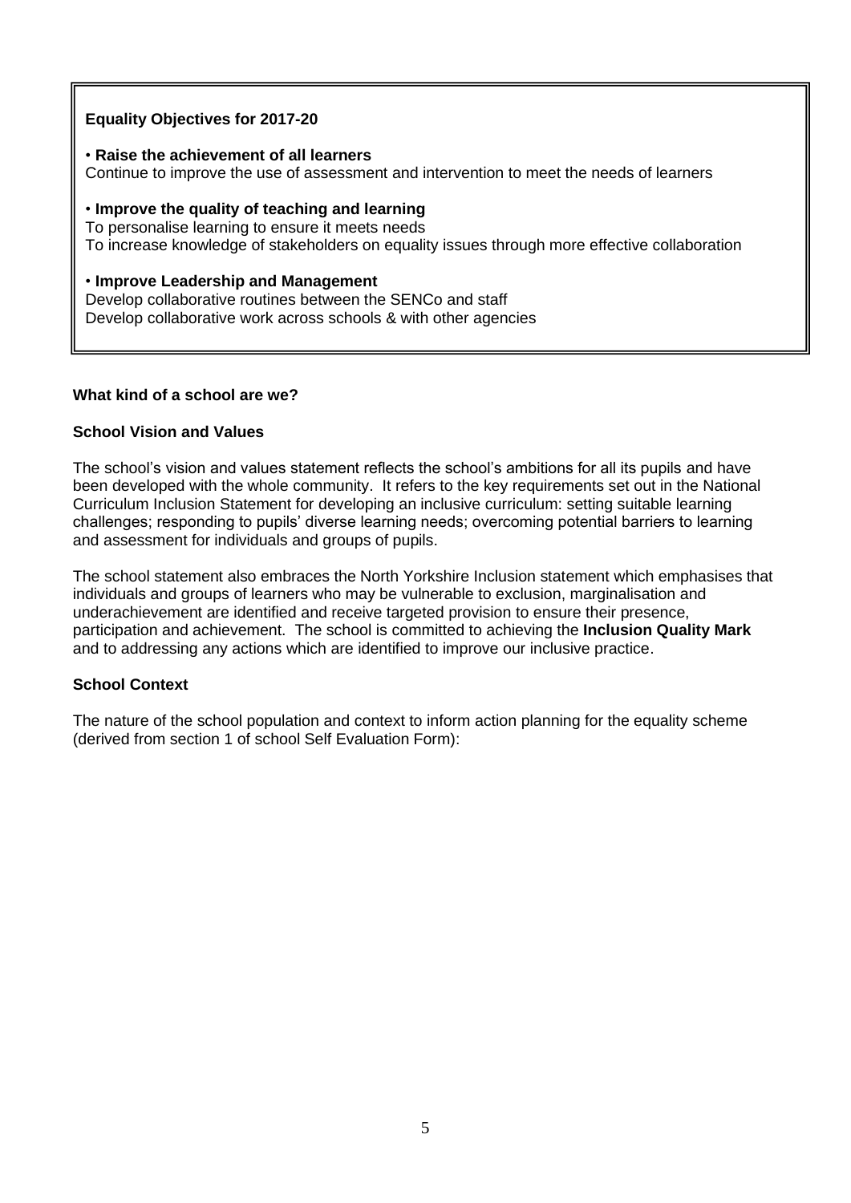**Equality Objectives for 2017-20**

• **Raise the achievement of all learners**
Continue to improve the use of assessment and intervention to meet the needs of learners

• **Improve the quality of teaching and learning**
To personalise learning to ensure it meets needs
To increase knowledge of stakeholders on equality issues through more effective collaboration

• **Improve Leadership and Management**
Develop collaborative routines between the SENCo and staff
Develop collaborative work across schools & with other agencies

## What kind of a school are we?

### School Vision and Values

The school's vision and values statement reflects the school's ambitions for all its pupils and have been developed with the whole community. It refers to the key requirements set out in the National Curriculum Inclusion Statement for developing an inclusive curriculum: setting suitable learning challenges; responding to pupils' diverse learning needs; overcoming potential barriers to learning and assessment for individuals and groups of pupils.

The school statement also embraces the North Yorkshire Inclusion statement which emphasises that individuals and groups of learners who may be vulnerable to exclusion, marginalisation and underachievement are identified and receive targeted provision to ensure their presence, participation and achievement. The school is committed to achieving the **Inclusion Quality Mark** and to addressing any actions which are identified to improve our inclusive practice.

### School Context

The nature of the school population and context to inform action planning for the equality scheme (derived from section 1 of school Self Evaluation Form):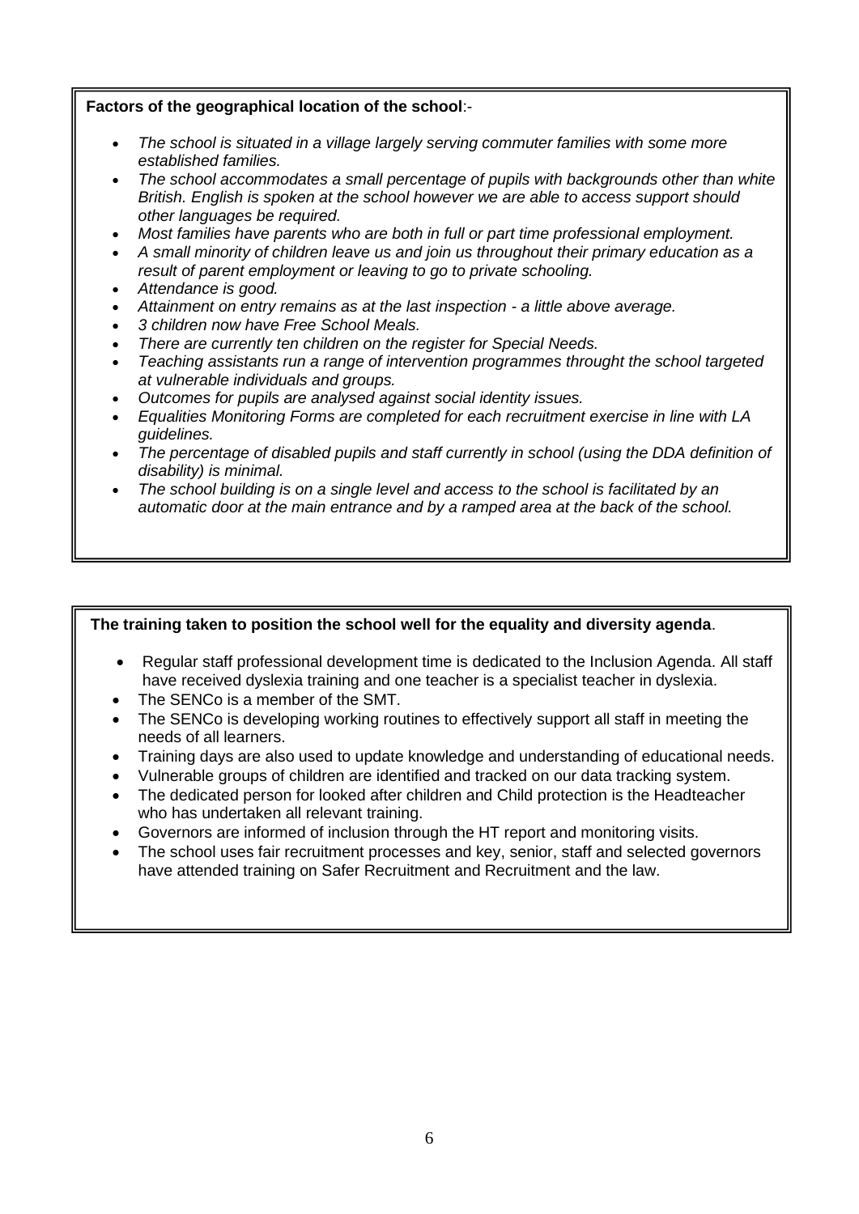**Factors of the geographical location of the school**:-

- *The school is situated in a village largely serving commuter families with some more established families.*
- *The school accommodates a small percentage of pupils with backgrounds other than white British. English is spoken at the school however we are able to access support should other languages be required.*
- *Most families have parents who are both in full or part time professional employment.*
- *A small minority of children leave us and join us throughout their primary education as a result of parent employment or leaving to go to private schooling.*
- *Attendance is good.*
- *Attainment on entry remains as at the last inspection - a little above average.*
- *3 children now have Free School Meals.*
- *There are currently ten children on the register for Special Needs.*
- *Teaching assistants run a range of intervention programmes throught the school targeted at vulnerable individuals and groups.*
- *Outcomes for pupils are analysed against social identity issues.*
- *Equalities Monitoring Forms are completed for each recruitment exercise in line with LA guidelines.*
- *The percentage of disabled pupils and staff currently in school (using the DDA definition of disability) is minimal.*
- *The school building is on a single level and access to the school is facilitated by an automatic door at the main entrance and by a ramped area at the back of the school.*

**The training taken to position the school well for the equality and diversity agenda**.

- Regular staff professional development time is dedicated to the Inclusion Agenda. All staff have received dyslexia training and one teacher is a specialist teacher in dyslexia.
- The SENCo is a member of the SMT.
- The SENCo is developing working routines to effectively support all staff in meeting the needs of all learners.
- Training days are also used to update knowledge and understanding of educational needs.
- Vulnerable groups of children are identified and tracked on our data tracking system.
- The dedicated person for looked after children and Child protection is the Headteacher who has undertaken all relevant training.
- Governors are informed of inclusion through the HT report and monitoring visits.
- The school uses fair recruitment processes and key, senior, staff and selected governors have attended training on Safer Recruitment and Recruitment and the law.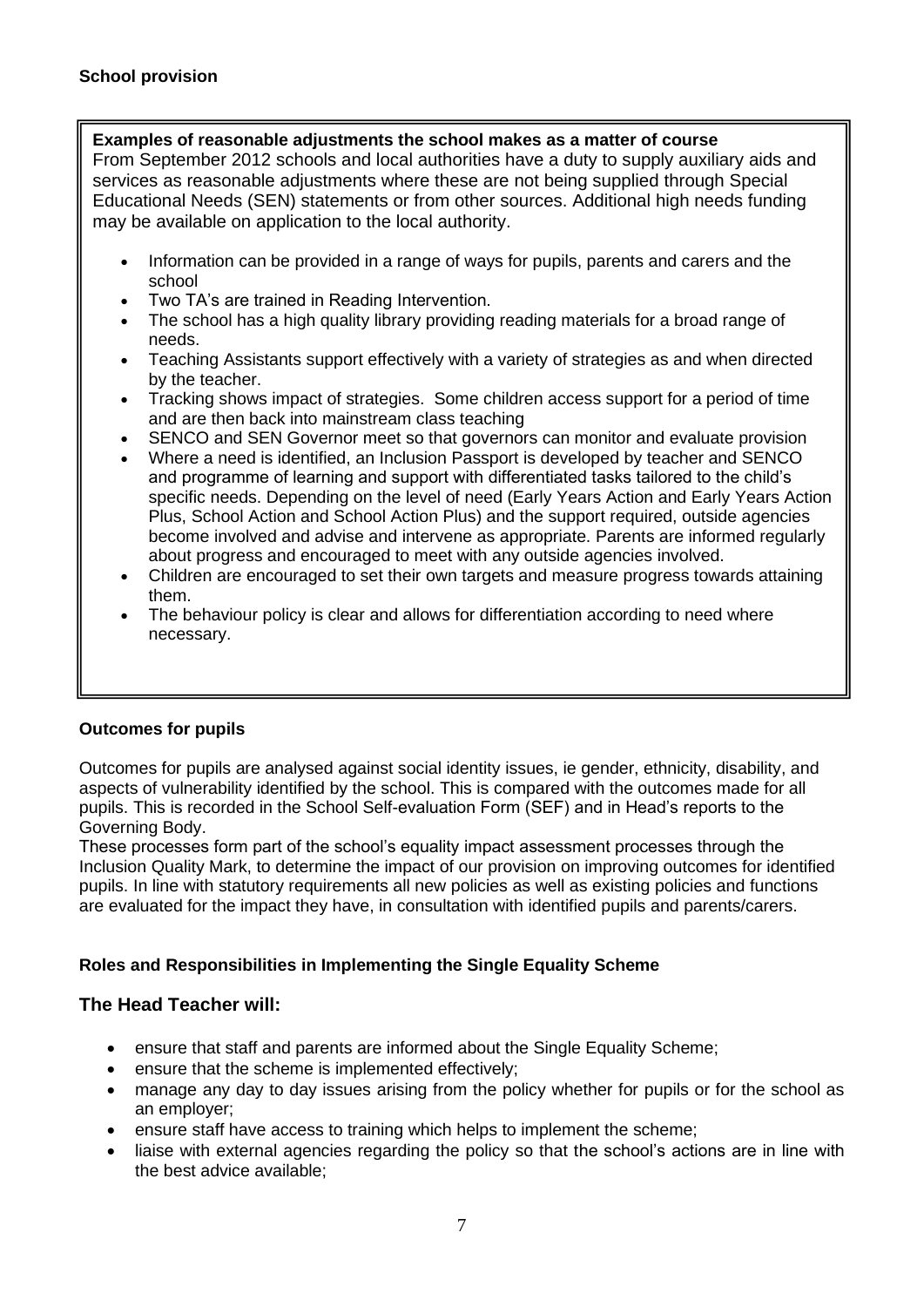**School provision**

**Examples of reasonable adjustments the school makes as a matter of course**

From September 2012 schools and local authorities have a duty to supply auxiliary aids and services as reasonable adjustments where these are not being supplied through Special Educational Needs (SEN) statements or from other sources. Additional high needs funding may be available on application to the local authority.

- Information can be provided in a range of ways for pupils, parents and carers and the school
- Two TA's are trained in Reading Intervention.
- The school has a high quality library providing reading materials for a broad range of needs.
- Teaching Assistants support effectively with a variety of strategies as and when directed by the teacher.
- Tracking shows impact of strategies. Some children access support for a period of time and are then back into mainstream class teaching
- SENCO and SEN Governor meet so that governors can monitor and evaluate provision
- Where a need is identified, an Inclusion Passport is developed by teacher and SENCO and programme of learning and support with differentiated tasks tailored to the child's specific needs. Depending on the level of need (Early Years Action and Early Years Action Plus, School Action and School Action Plus) and the support required, outside agencies become involved and advise and intervene as appropriate. Parents are informed regularly about progress and encouraged to meet with any outside agencies involved.
- Children are encouraged to set their own targets and measure progress towards attaining them.
- The behaviour policy is clear and allows for differentiation according to need where necessary.

**Outcomes for pupils**

Outcomes for pupils are analysed against social identity issues, ie gender, ethnicity, disability, and aspects of vulnerability identified by the school. This is compared with the outcomes made for all pupils. This is recorded in the School Self-evaluation Form (SEF) and in Head's reports to the Governing Body.

These processes form part of the school's equality impact assessment processes through the Inclusion Quality Mark, to determine the impact of our provision on improving outcomes for identified pupils. In line with statutory requirements all new policies as well as existing policies and functions are evaluated for the impact they have, in consultation with identified pupils and parents/carers.

**Roles and Responsibilities in Implementing the Single Equality Scheme**

### The Head Teacher will:

- ensure that staff and parents are informed about the Single Equality Scheme;
- ensure that the scheme is implemented effectively;
- manage any day to day issues arising from the policy whether for pupils or for the school as an employer;
- ensure staff have access to training which helps to implement the scheme;
- liaise with external agencies regarding the policy so that the school's actions are in line with the best advice available;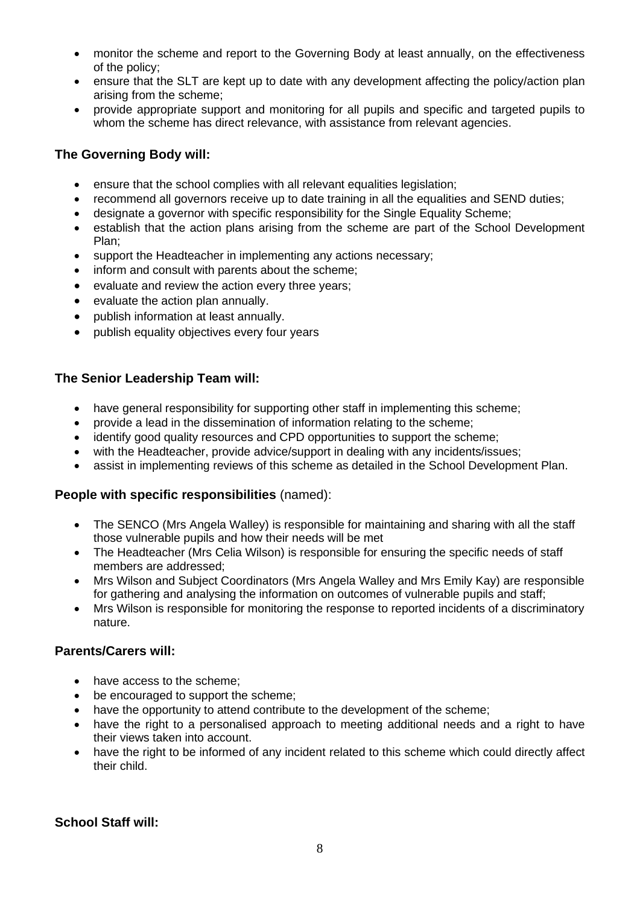- monitor the scheme and report to the Governing Body at least annually, on the effectiveness of the policy;
- ensure that the SLT are kept up to date with any development affecting the policy/action plan arising from the scheme;
- provide appropriate support and monitoring for all pupils and specific and targeted pupils to whom the scheme has direct relevance, with assistance from relevant agencies.

**The Governing Body will:**

- ensure that the school complies with all relevant equalities legislation;
- recommend all governors receive up to date training in all the equalities and SEND duties;
- designate a governor with specific responsibility for the Single Equality Scheme;
- establish that the action plans arising from the scheme are part of the School Development Plan;
- support the Headteacher in implementing any actions necessary;
- inform and consult with parents about the scheme;
- evaluate and review the action every three years;
- evaluate the action plan annually.
- publish information at least annually.
- publish equality objectives every four years

**The Senior Leadership Team will:**

- have general responsibility for supporting other staff in implementing this scheme;
- provide a lead in the dissemination of information relating to the scheme;
- identify good quality resources and CPD opportunities to support the scheme;
- with the Headteacher, provide advice/support in dealing with any incidents/issues;
- assist in implementing reviews of this scheme as detailed in the School Development Plan.

**People with specific responsibilities** (named):

- The SENCO (Mrs Angela Walley) is responsible for maintaining and sharing with all the staff those vulnerable pupils and how their needs will be met
- The Headteacher (Mrs Celia Wilson) is responsible for ensuring the specific needs of staff members are addressed;
- Mrs Wilson and Subject Coordinators (Mrs Angela Walley and Mrs Emily Kay) are responsible for gathering and analysing the information on outcomes of vulnerable pupils and staff;
- Mrs Wilson is responsible for monitoring the response to reported incidents of a discriminatory nature.

**Parents/Carers will:**

- have access to the scheme;
- be encouraged to support the scheme;
- have the opportunity to attend contribute to the development of the scheme;
- have the right to a personalised approach to meeting additional needs and a right to have their views taken into account.
- have the right to be informed of any incident related to this scheme which could directly affect their child.

**School Staff will:**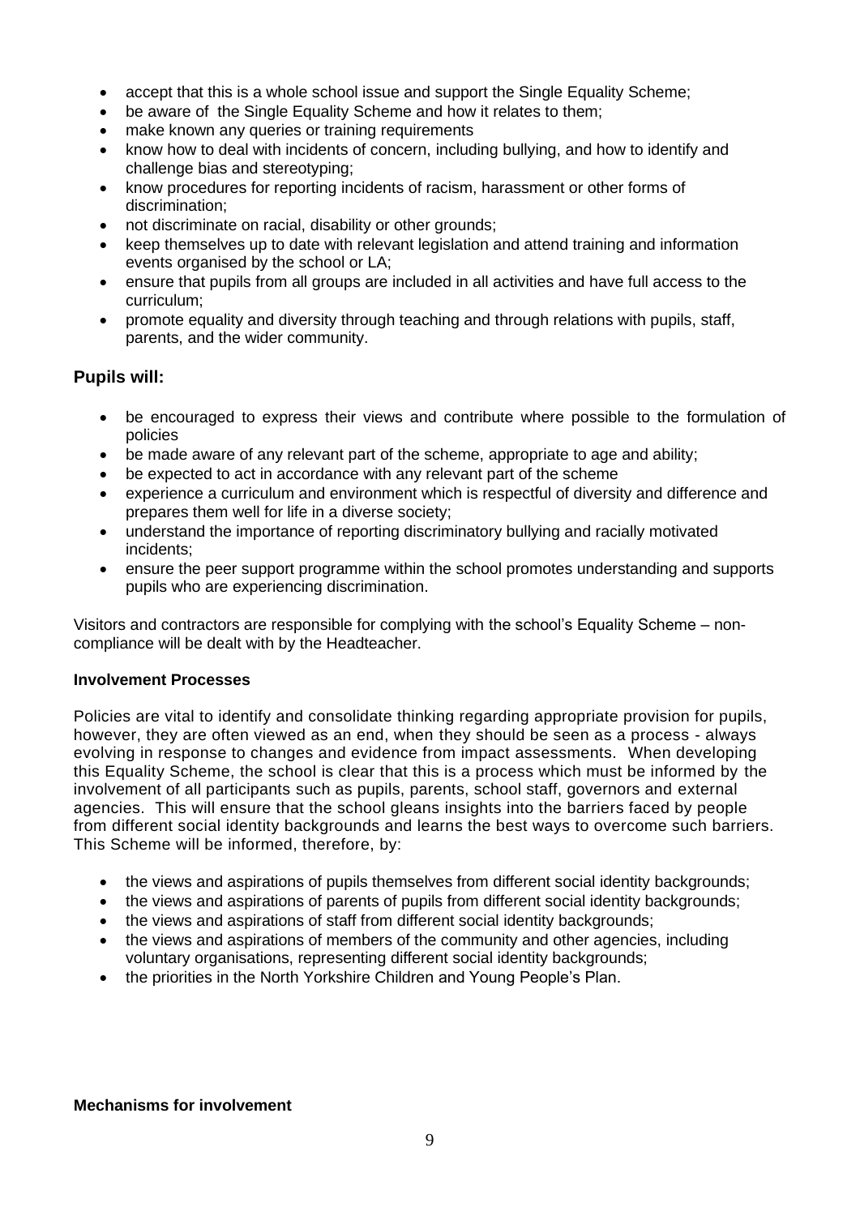- accept that this is a whole school issue and support the Single Equality Scheme;
- be aware of the Single Equality Scheme and how it relates to them;
- make known any queries or training requirements
- know how to deal with incidents of concern, including bullying, and how to identify and challenge bias and stereotyping;
- know procedures for reporting incidents of racism, harassment or other forms of discrimination;
- not discriminate on racial, disability or other grounds;
- keep themselves up to date with relevant legislation and attend training and information events organised by the school or LA;
- ensure that pupils from all groups are included in all activities and have full access to the curriculum;
- promote equality and diversity through teaching and through relations with pupils, staff, parents, and the wider community.

### Pupils will:

- be encouraged to express their views and contribute where possible to the formulation of policies
- be made aware of any relevant part of the scheme, appropriate to age and ability;
- be expected to act in accordance with any relevant part of the scheme
- experience a curriculum and environment which is respectful of diversity and difference and prepares them well for life in a diverse society;
- understand the importance of reporting discriminatory bullying and racially motivated incidents;
- ensure the peer support programme within the school promotes understanding and supports pupils who are experiencing discrimination.

Visitors and contractors are responsible for complying with the school's Equality Scheme – non-compliance will be dealt with by the Headteacher.

**Involvement Processes**

Policies are vital to identify and consolidate thinking regarding appropriate provision for pupils, however, they are often viewed as an end, when they should be seen as a process - always evolving in response to changes and evidence from impact assessments. When developing this Equality Scheme, the school is clear that this is a process which must be informed by the involvement of all participants such as pupils, parents, school staff, governors and external agencies. This will ensure that the school gleans insights into the barriers faced by people from different social identity backgrounds and learns the best ways to overcome such barriers. This Scheme will be informed, therefore, by:

- the views and aspirations of pupils themselves from different social identity backgrounds;
- the views and aspirations of parents of pupils from different social identity backgrounds;
- the views and aspirations of staff from different social identity backgrounds;
- the views and aspirations of members of the community and other agencies, including voluntary organisations, representing different social identity backgrounds;
- the priorities in the North Yorkshire Children and Young People's Plan.

**Mechanisms for involvement**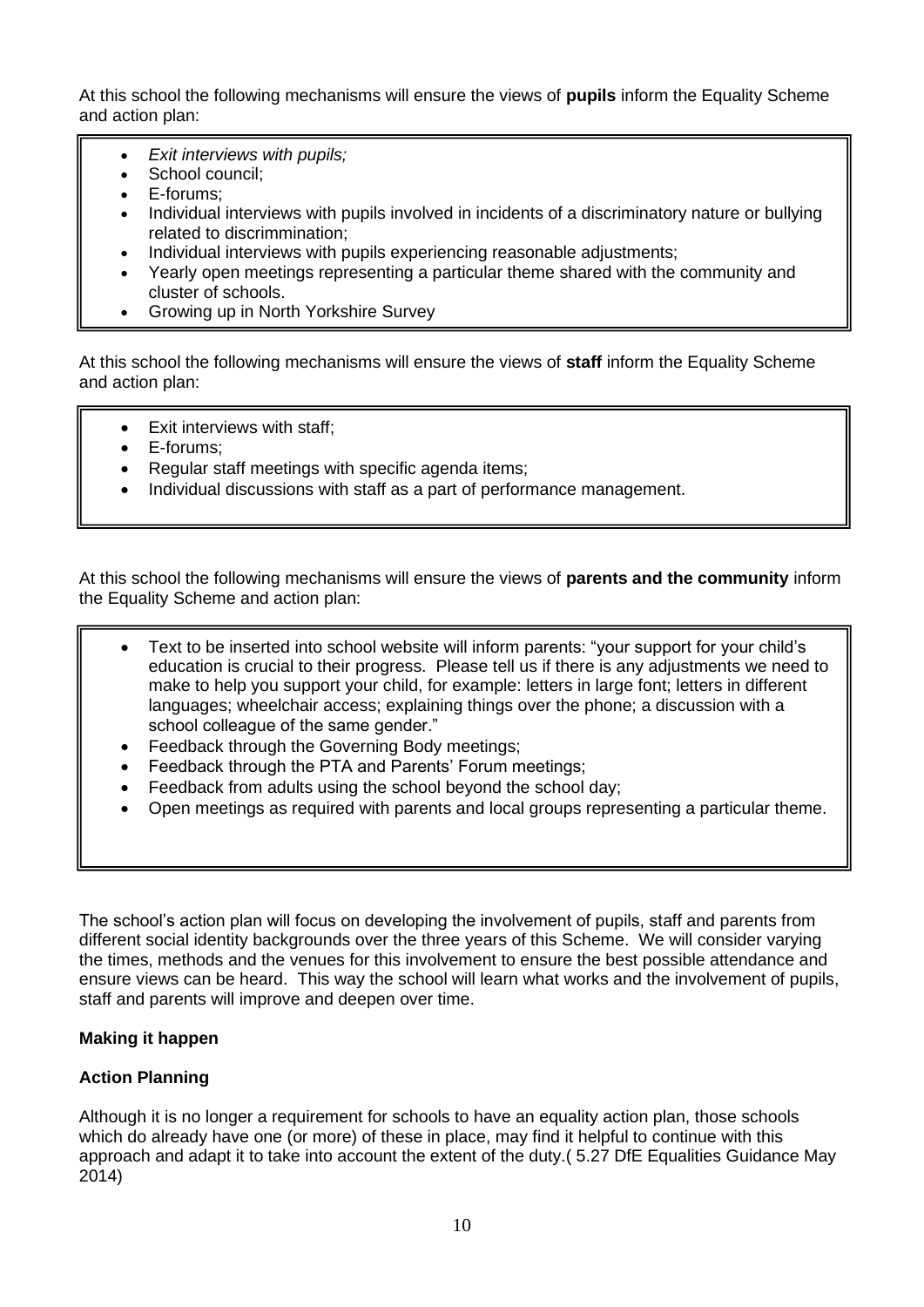At this school the following mechanisms will ensure the views of **pupils** inform the Equality Scheme and action plan:

- *Exit interviews with pupils;*
- School council;
- E-forums;
- Individual interviews with pupils involved in incidents of a discriminatory nature or bullying related to discrimmination;
- Individual interviews with pupils experiencing reasonable adjustments;
- Yearly open meetings representing a particular theme shared with the community and cluster of schools.
- Growing up in North Yorkshire Survey

At this school the following mechanisms will ensure the views of **staff** inform the Equality Scheme and action plan:

- Exit interviews with staff;
- E-forums;
- Regular staff meetings with specific agenda items;
- Individual discussions with staff as a part of performance management.

At this school the following mechanisms will ensure the views of **parents and the community** inform the Equality Scheme and action plan:

- Text to be inserted into school website will inform parents: "your support for your child's education is crucial to their progress. Please tell us if there is any adjustments we need to make to help you support your child, for example: letters in large font; letters in different languages; wheelchair access; explaining things over the phone; a discussion with a school colleague of the same gender."
- Feedback through the Governing Body meetings;
- Feedback through the PTA and Parents' Forum meetings;
- Feedback from adults using the school beyond the school day;
- Open meetings as required with parents and local groups representing a particular theme.

The school's action plan will focus on developing the involvement of pupils, staff and parents from different social identity backgrounds over the three years of this Scheme. We will consider varying the times, methods and the venues for this involvement to ensure the best possible attendance and ensure views can be heard. This way the school will learn what works and the involvement of pupils, staff and parents will improve and deepen over time.

**Making it happen**

**Action Planning**

Although it is no longer a requirement for schools to have an equality action plan, those schools which do already have one (or more) of these in place, may find it helpful to continue with this approach and adapt it to take into account the extent of the duty.( 5.27 DfE Equalities Guidance May 2014)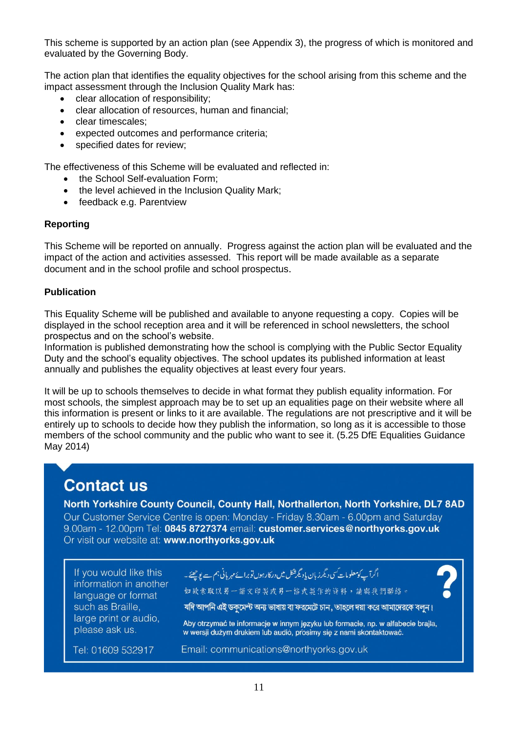This scheme is supported by an action plan (see Appendix 3), the progress of which is monitored and evaluated by the Governing Body.

The action plan that identifies the equality objectives for the school arising from this scheme and the impact assessment through the Inclusion Quality Mark has:

- clear allocation of responsibility;
- clear allocation of resources, human and financial;
- clear timescales;
- expected outcomes and performance criteria;
- specified dates for review;

The effectiveness of this Scheme will be evaluated and reflected in:

- the School Self-evaluation Form;
- the level achieved in the Inclusion Quality Mark;
- feedback e.g. Parentview

**Reporting**

This Scheme will be reported on annually. Progress against the action plan will be evaluated and the impact of the action and activities assessed. This report will be made available as a separate document and in the school profile and school prospectus.

**Publication**

This Equality Scheme will be published and available to anyone requesting a copy. Copies will be displayed in the school reception area and it will be referenced in school newsletters, the school prospectus and on the school's website.
Information is published demonstrating how the school is complying with the Public Sector Equality Duty and the school's equality objectives. The school updates its published information at least annually and publishes the equality objectives at least every four years.

It will be up to schools themselves to decide in what format they publish equality information. For most schools, the simplest approach may be to set up an equalities page on their website where all this information is present or links to it are available. The regulations are not prescriptive and it will be entirely up to schools to decide how they publish the information, so long as it is accessible to those members of the school community and the public who want to see it. (5.25 DfE Equalities Guidance May 2014)

## Contact us

**North Yorkshire County Council, County Hall, Northallerton, North Yorkshire, DL7 8AD**

Our Customer Service Centre is open: Monday - Friday 8.30am - 6.00pm and Saturday 9.00am - 12.00pm Tel: **0845 8727374** email: **customer.services@northyorks.gov.uk**
Or visit our website at: **www.northyorks.gov.uk**

If you would like this information in another language or format such as Braille, large print or audio, please ask us.

اگر آپ کومعلومات کسی دیگر زبان یا دیگر شکل میں درکار ہوں تو برائے مہربانی ہم سے پوچھئے۔

如欲索取以另一語文印製或另一格式製作的資料，請與我們聯絡。

যদি আপনি এই ডকুমেন্ট অন্য ভাষায় বা ফরমেটে চান, তাহলে দয়া করে আমাদেরকে বলুন।

Aby otrzymać te informacje w innym języku lub formacie, np. w alfabecie brajla, w wersji dużym drukiem lub audio, prosimy się z nami skontaktować.

Tel: 01609 532917 Email: communications@northyorks.gov.uk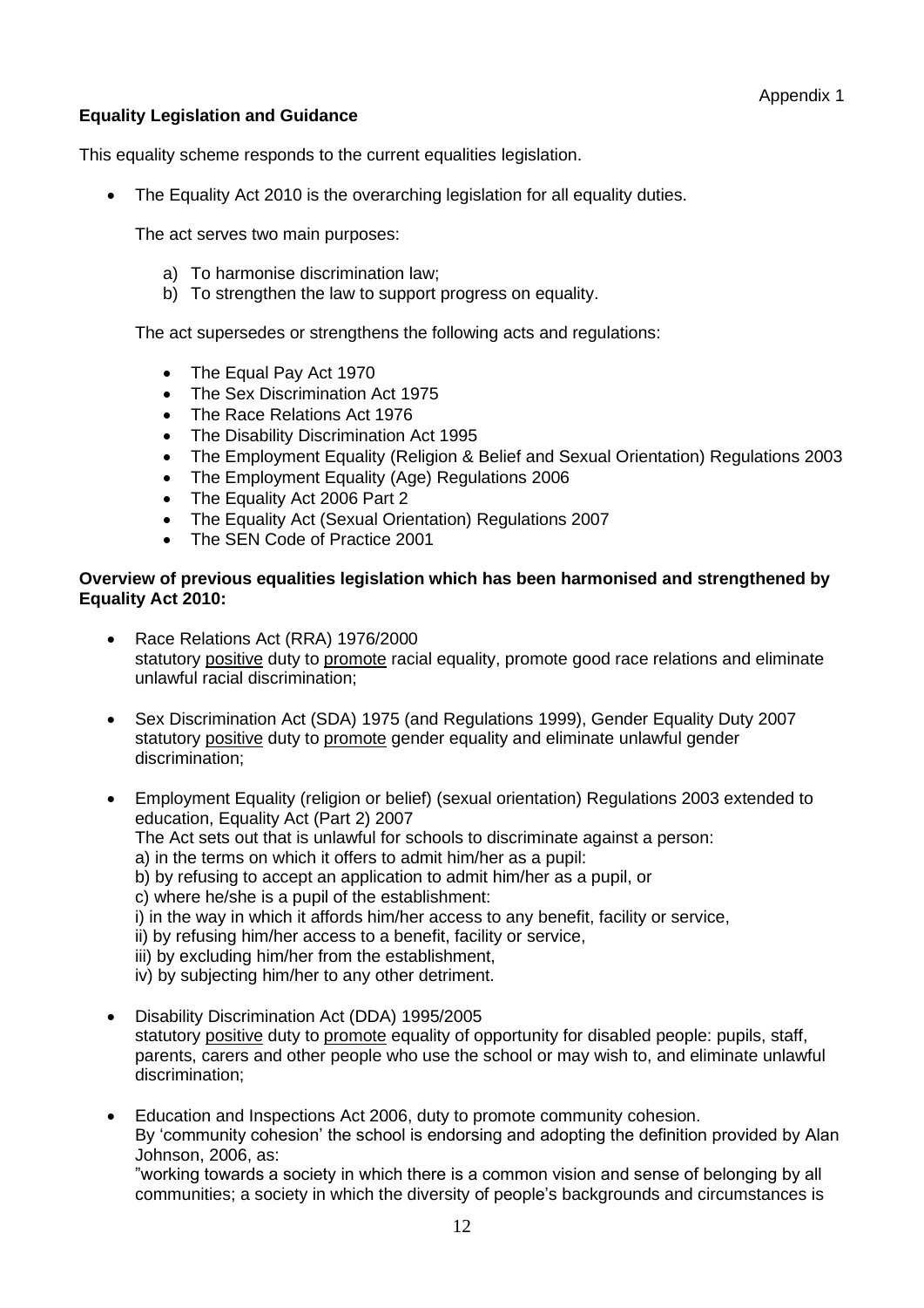Appendix 1

**Equality Legislation and Guidance**

This equality scheme responds to the current equalities legislation.

- The Equality Act 2010 is the overarching legislation for all equality duties.

  The act serves two main purposes:

  a) To harmonise discrimination law;
  b) To strengthen the law to support progress on equality.

  The act supersedes or strengthens the following acts and regulations:

  - The Equal Pay Act 1970
  - The Sex Discrimination Act 1975
  - The Race Relations Act 1976
  - The Disability Discrimination Act 1995
  - The Employment Equality (Religion & Belief and Sexual Orientation) Regulations 2003
  - The Employment Equality (Age) Regulations 2006
  - The Equality Act 2006 Part 2
  - The Equality Act (Sexual Orientation) Regulations 2007
  - The SEN Code of Practice 2001

**Overview of previous equalities legislation which has been harmonised and strengthened by Equality Act 2010:**

- Race Relations Act (RRA) 1976/2000
  statutory <u>positive</u> duty to <u>promote</u> racial equality, promote good race relations and eliminate unlawful racial discrimination;

- Sex Discrimination Act (SDA) 1975 (and Regulations 1999), Gender Equality Duty 2007
  statutory <u>positive</u> duty to <u>promote</u> gender equality and eliminate unlawful gender discrimination;

- Employment Equality (religion or belief) (sexual orientation) Regulations 2003 extended to education, Equality Act (Part 2) 2007
  The Act sets out that is unlawful for schools to discriminate against a person:
  a) in the terms on which it offers to admit him/her as a pupil:
  b) by refusing to accept an application to admit him/her as a pupil, or
  c) where he/she is a pupil of the establishment:
  i) in the way in which it affords him/her access to any benefit, facility or service,
  ii) by refusing him/her access to a benefit, facility or service,
  iii) by excluding him/her from the establishment,
  iv) by subjecting him/her to any other detriment.

- Disability Discrimination Act (DDA) 1995/2005
  statutory <u>positive</u> duty to <u>promote</u> equality of opportunity for disabled people: pupils, staff, parents, carers and other people who use the school or may wish to, and eliminate unlawful discrimination;

- Education and Inspections Act 2006, duty to promote community cohesion.
  By 'community cohesion' the school is endorsing and adopting the definition provided by Alan Johnson, 2006, as:
  "working towards a society in which there is a common vision and sense of belonging by all communities; a society in which the diversity of people's backgrounds and circumstances is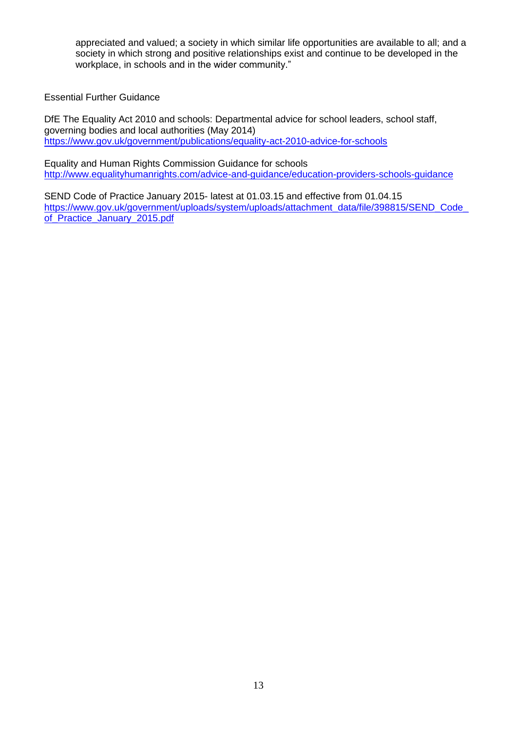appreciated and valued; a society in which similar life opportunities are available to all; and a society in which strong and positive relationships exist and continue to be developed in the workplace, in schools and in the wider community."

Essential Further Guidance

DfE The Equality Act 2010 and schools: Departmental advice for school leaders, school staff, governing bodies and local authorities (May 2014)
https://www.gov.uk/government/publications/equality-act-2010-advice-for-schools

Equality and Human Rights Commission Guidance for schools
http://www.equalityhumanrights.com/advice-and-guidance/education-providers-schools-guidance

SEND Code of Practice January 2015- latest at 01.03.15 and effective from 01.04.15
https://www.gov.uk/government/uploads/system/uploads/attachment_data/file/398815/SEND_Code_of_Practice_January_2015.pdf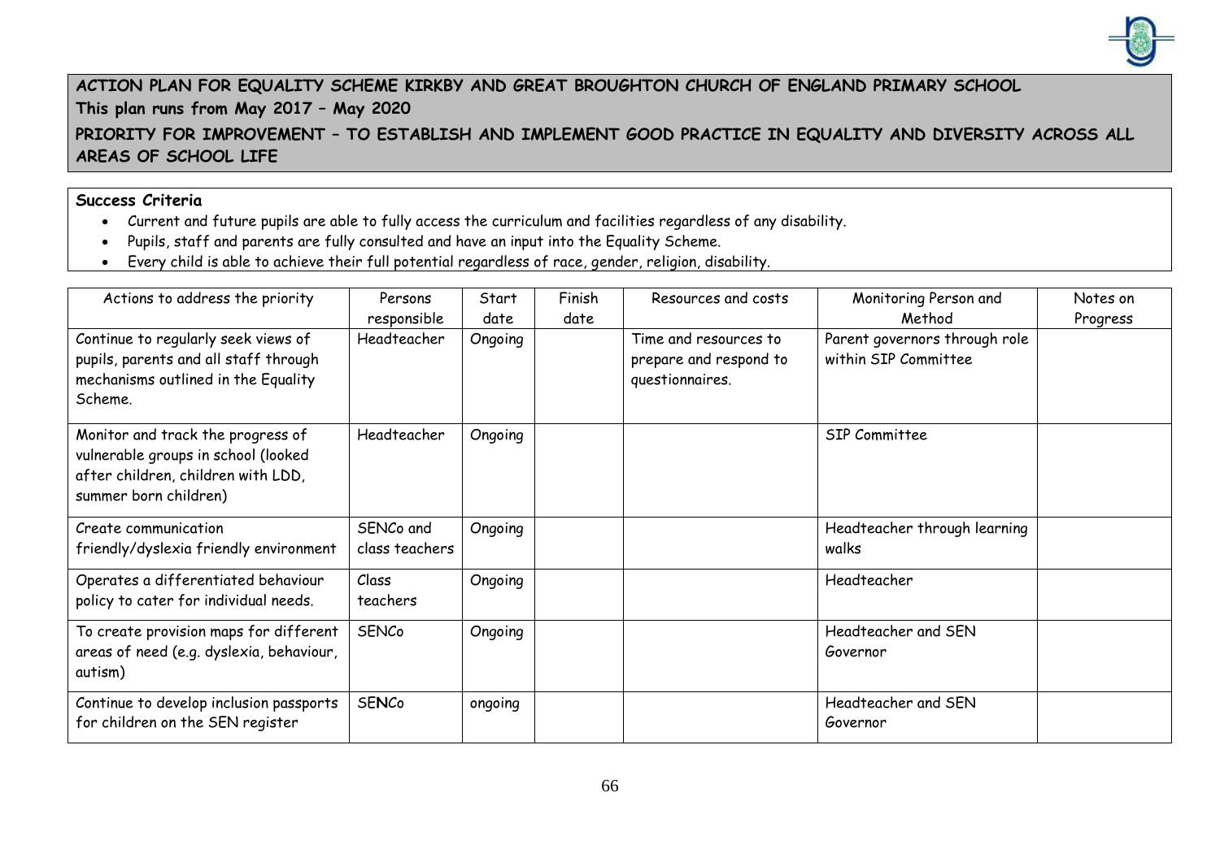**ACTION PLAN FOR EQUALITY SCHEME KIRKBY AND GREAT BROUGHTON CHURCH OF ENGLAND PRIMARY SCHOOL**

**This plan runs from May 2017 – May 2020**

**PRIORITY FOR IMPROVEMENT – TO ESTABLISH AND IMPLEMENT GOOD PRACTICE IN EQUALITY AND DIVERSITY ACROSS ALL AREAS OF SCHOOL LIFE**

**Success Criteria**

- Current and future pupils are able to fully access the curriculum and facilities regardless of any disability.
- Pupils, staff and parents are fully consulted and have an input into the Equality Scheme.
- Every child is able to achieve their full potential regardless of race, gender, religion, disability.

| Actions to address the priority | Persons responsible | Start date | Finish date | Resources and costs | Monitoring Person and Method | Notes on Progress |
|---|---|---|---|---|---|---|
| Continue to regularly seek views of pupils, parents and all staff through mechanisms outlined in the Equality Scheme. | Headteacher | Ongoing | | Time and resources to prepare and respond to questionnaires. | Parent governors through role within SIP Committee | |
| Monitor and track the progress of vulnerable groups in school (looked after children, children with LDD, summer born children) | Headteacher | Ongoing | | | SIP Committee | |
| Create communication friendly/dyslexia friendly environment | SENCo and class teachers | Ongoing | | | Headteacher through learning walks | |
| Operates a differentiated behaviour policy to cater for individual needs. | Class teachers | Ongoing | | | Headteacher | |
| To create provision maps for different areas of need (e.g. dyslexia, behaviour, autism) | SENCo | Ongoing | | | Headteacher and SEN Governor | |
| Continue to develop inclusion passports for children on the SEN register | SENCo | ongoing | | | Headteacher and SEN Governor | |